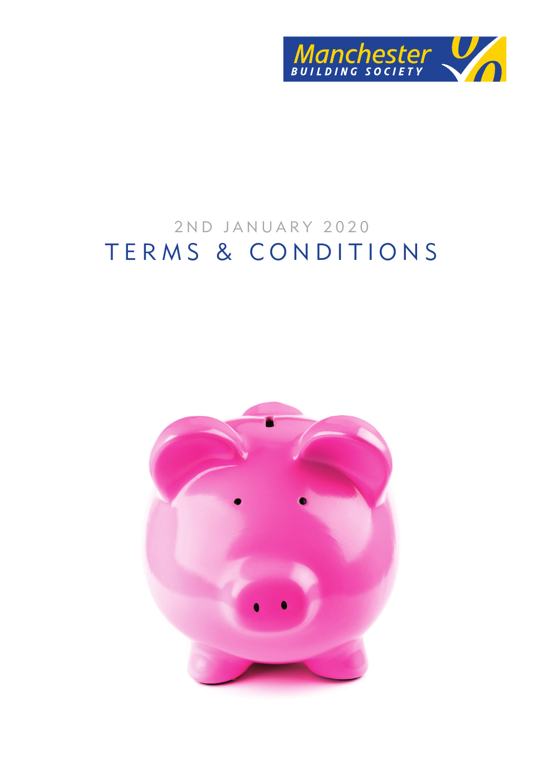Manchester BUILDING SOCIETY

2ND JANUARY 2020

# TERMS & CONDITIONS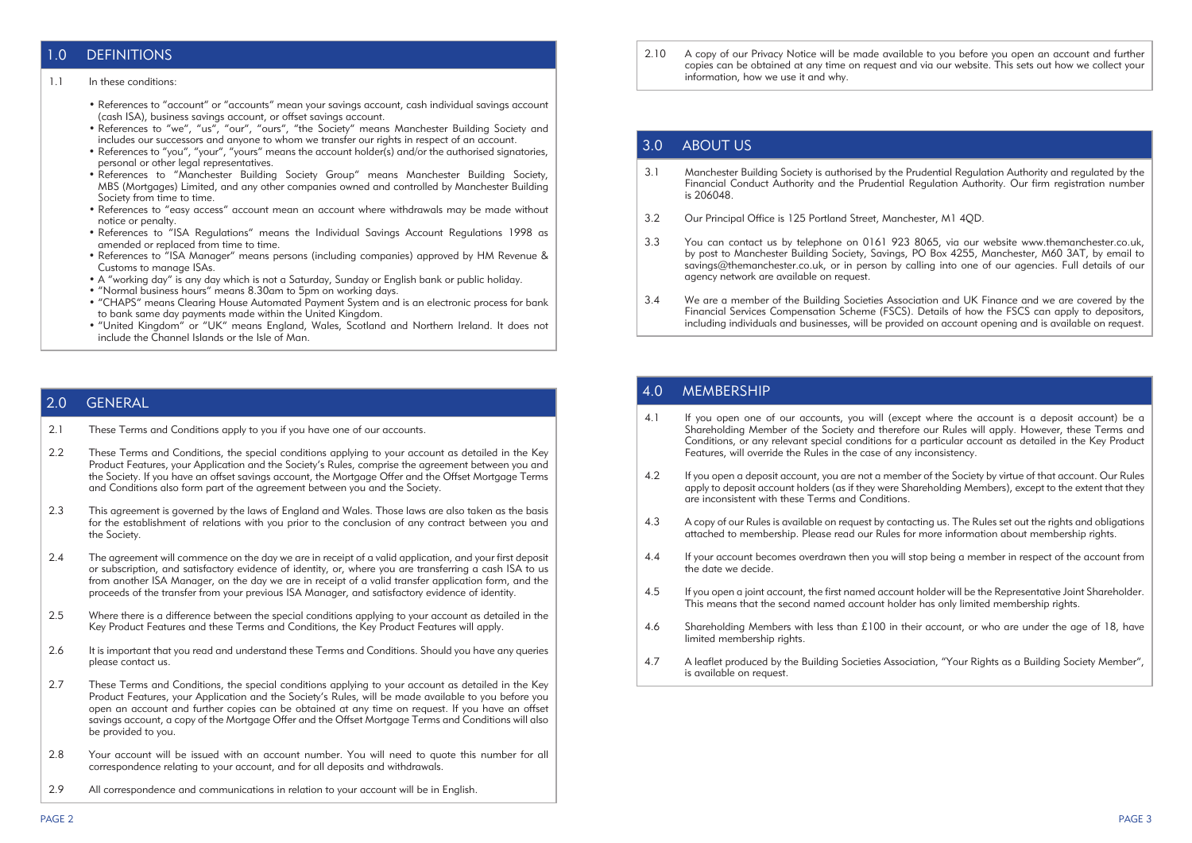## 1.0 DEFINITIONS

1.1 In these conditions:

- References to "account" or "accounts" mean your savings account, cash individual savings account (cash ISA), business savings account, or offset savings account.
- References to "we", "us", "our", "ours", "the Society" means Manchester Building Society and includes our successors and anyone to whom we transfer our rights in respect of an account.
- References to "you", "your", "yours" means the account holder(s) and/or the authorised signatories, personal or other legal representatives.
- References to "Manchester Building Society Group" means Manchester Building Society, MBS (Mortgages) Limited, and any other companies owned and controlled by Manchester Building Society from time to time.
- References to "easy access" account mean an account where withdrawals may be made without notice or penalty.
- References to "ISA Regulations" means the Individual Savings Account Regulations 1998 as amended or replaced from time to time.
- References to "ISA Manager" means persons (including companies) approved by HM Revenue & Customs to manage ISAs.
- A "working day" is any day which is not a Saturday, Sunday or English bank or public holiday.
- "Normal business hours" means 8.30am to 5pm on working days.
- "CHAPS" means Clearing House Automated Payment System and is an electronic process for bank to bank same day payments made within the United Kingdom.
- "United Kingdom" or "UK" means England, Wales, Scotland and Northern Ireland. It does not include the Channel Islands or the Isle of Man.

## 2.0 GENERAL

2.1 These Terms and Conditions apply to you if you have one of our accounts.

2.2 These Terms and Conditions, the special conditions applying to your account as detailed in the Key Product Features, your Application and the Society's Rules, comprise the agreement between you and the Society. If you have an offset savings account, the Mortgage Offer and the Offset Mortgage Terms and Conditions also form part of the agreement between you and the Society.

2.3 This agreement is governed by the laws of England and Wales. Those laws are also taken as the basis for the establishment of relations with you prior to the conclusion of any contract between you and the Society.

2.4 The agreement will commence on the day we are in receipt of a valid application, and your first deposit or subscription, and satisfactory evidence of identity, or, where you are transferring a cash ISA to us from another ISA Manager, on the day we are in receipt of a valid transfer application form, and the proceeds of the transfer from your previous ISA Manager, and satisfactory evidence of identity.

2.5 Where there is a difference between the special conditions applying to your account as detailed in the Key Product Features and these Terms and Conditions, the Key Product Features will apply.

2.6 It is important that you read and understand these Terms and Conditions. Should you have any queries please contact us.

2.7 These Terms and Conditions, the special conditions applying to your account as detailed in the Key Product Features, your Application and the Society's Rules, will be made available to you before you open an account and further copies can be obtained at any time on request. If you have an offset savings account, a copy of the Mortgage Offer and the Offset Mortgage Terms and Conditions will also be provided to you.

2.8 Your account will be issued with an account number. You will need to quote this number for all correspondence relating to your account, and for all deposits and withdrawals.

2.9 All correspondence and communications in relation to your account will be in English.

2.10 A copy of our Privacy Notice will be made available to you before you open an account and further copies can be obtained at any time on request and via our website. This sets out how we collect your information, how we use it and why.

## 3.0 ABOUT US

3.1 Manchester Building Society is authorised by the Prudential Regulation Authority and regulated by the Financial Conduct Authority and the Prudential Regulation Authority. Our firm registration number is 206048.

3.2 Our Principal Office is 125 Portland Street, Manchester, M1 4QD.

3.3 You can contact us by telephone on 0161 923 8065, via our website www.themanchester.co.uk, by post to Manchester Building Society, Savings, PO Box 4255, Manchester, M60 3AT, by email to savings@themanchester.co.uk, or in person by calling into one of our agencies. Full details of our agency network are available on request.

3.4 We are a member of the Building Societies Association and UK Finance and we are covered by the Financial Services Compensation Scheme (FSCS). Details of how the FSCS can apply to depositors, including individuals and businesses, will be provided on account opening and is available on request.

## 4.0 MEMBERSHIP

4.1 If you open one of our accounts, you will (except where the account is a deposit account) be a Shareholding Member of the Society and therefore our Rules will apply. However, these Terms and Conditions, or any relevant special conditions for a particular account as detailed in the Key Product Features, will override the Rules in the case of any inconsistency.

4.2 If you open a deposit account, you are not a member of the Society by virtue of that account. Our Rules apply to deposit account holders (as if they were Shareholding Members), except to the extent that they are inconsistent with these Terms and Conditions.

4.3 A copy of our Rules is available on request by contacting us. The Rules set out the rights and obligations attached to membership. Please read our Rules for more information about membership rights.

4.4 If your account becomes overdrawn then you will stop being a member in respect of the account from the date we decide.

4.5 If you open a joint account, the first named account holder will be the Representative Joint Shareholder. This means that the second named account holder has only limited membership rights.

4.6 Shareholding Members with less than £100 in their account, or who are under the age of 18, have limited membership rights.

4.7 A leaflet produced by the Building Societies Association, "Your Rights as a Building Society Member", is available on request.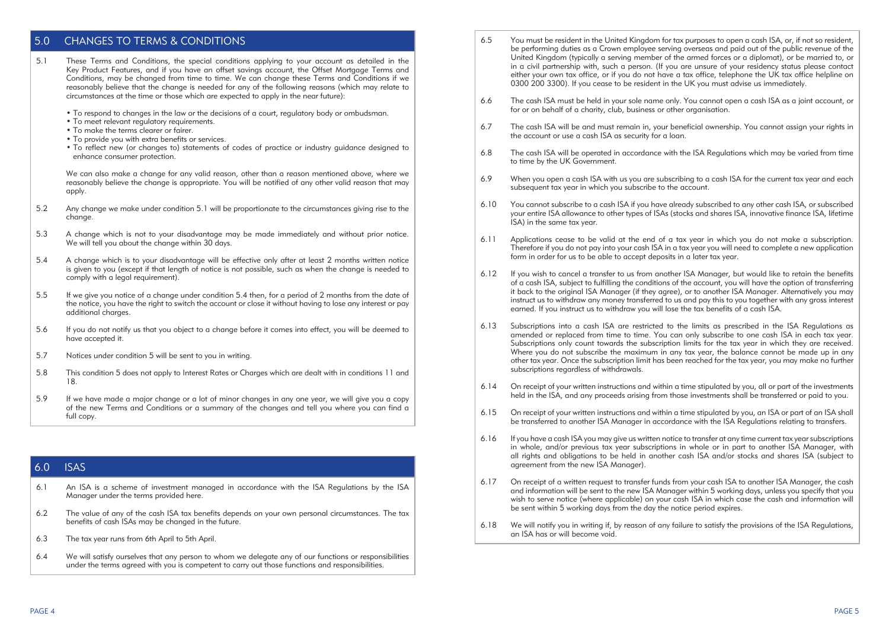## 5.0 CHANGES TO TERMS & CONDITIONS

5.1 These Terms and Conditions, the special conditions applying to your account as detailed in the Key Product Features, and if you have an offset savings account, the Offset Mortgage Terms and Conditions, may be changed from time to time. We can change these Terms and Conditions if we reasonably believe that the change is needed for any of the following reasons (which may relate to circumstances at the time or those which are expected to apply in the near future):

- To respond to changes in the law or the decisions of a court, regulatory body or ombudsman.
- To meet relevant regulatory requirements.
- To make the terms clearer or fairer.
- To provide you with extra benefits or services.
- To reflect new (or changes to) statements of codes of practice or industry guidance designed to enhance consumer protection.

We can also make a change for any valid reason, other than a reason mentioned above, where we reasonably believe the change is appropriate. You will be notified of any other valid reason that may apply.

5.2 Any change we make under condition 5.1 will be proportionate to the circumstances giving rise to the change.

5.3 A change which is not to your disadvantage may be made immediately and without prior notice. We will tell you about the change within 30 days.

5.4 A change which is to your disadvantage will be effective only after at least 2 months written notice is given to you (except if that length of notice is not possible, such as when the change is needed to comply with a legal requirement).

5.5 If we give you notice of a change under condition 5.4 then, for a period of 2 months from the date of the notice, you have the right to switch the account or close it without having to lose any interest or pay additional charges.

5.6 If you do not notify us that you object to a change before it comes into effect, you will be deemed to have accepted it.

5.7 Notices under condition 5 will be sent to you in writing.

5.8 This condition 5 does not apply to Interest Rates or Charges which are dealt with in conditions 11 and 18.

5.9 If we have made a major change or a lot of minor changes in any one year, we will give you a copy of the new Terms and Conditions or a summary of the changes and tell you where you can find a full copy.

## 6.0 ISAS

6.1 An ISA is a scheme of investment managed in accordance with the ISA Regulations by the ISA Manager under the terms provided here.

6.2 The value of any of the cash ISA tax benefits depends on your own personal circumstances. The tax benefits of cash ISAs may be changed in the future.

6.3 The tax year runs from 6th April to 5th April.

6.4 We will satisfy ourselves that any person to whom we delegate any of our functions or responsibilities under the terms agreed with you is competent to carry out those functions and responsibilities.

6.5 You must be resident in the United Kingdom for tax purposes to open a cash ISA, or, if not so resident, be performing duties as a Crown employee serving overseas and paid out of the public revenue of the United Kingdom (typically a serving member of the armed forces or a diplomat), or be married to, or in a civil partnership with, such a person. (If you are unsure of your residency status please contact either your own tax office, or if you do not have a tax office, telephone the UK tax office helpline on 0300 200 3300). If you cease to be resident in the UK you must advise us immediately.

6.6 The cash ISA must be held in your sole name only. You cannot open a cash ISA as a joint account, or for or on behalf of a charity, club, business or other organisation.

6.7 The cash ISA will be and must remain in, your beneficial ownership. You cannot assign your rights in the account or use a cash ISA as security for a loan.

6.8 The cash ISA will be operated in accordance with the ISA Regulations which may be varied from time to time by the UK Government.

6.9 When you open a cash ISA with us you are subscribing to a cash ISA for the current tax year and each subsequent tax year in which you subscribe to the account.

6.10 You cannot subscribe to a cash ISA if you have already subscribed to any other cash ISA, or subscribed your entire ISA allowance to other types of ISAs (stocks and shares ISA, innovative finance ISA, lifetime ISA) in the same tax year.

6.11 Applications cease to be valid at the end of a tax year in which you do not make a subscription. Therefore if you do not pay into your cash ISA in a tax year you will need to complete a new application form in order for us to be able to accept deposits in a later tax year.

6.12 If you wish to cancel a transfer to us from another ISA Manager, but would like to retain the benefits of a cash ISA, subject to fulfilling the conditions of the account, you will have the option of transferring it back to the original ISA Manager (if they agree), or to another ISA Manager. Alternatively you may instruct us to withdraw any money transferred to us and pay this to you together with any gross interest earned. If you instruct us to withdraw you will lose the tax benefits of a cash ISA.

6.13 Subscriptions into a cash ISA are restricted to the limits as prescribed in the ISA Regulations as amended or replaced from time to time. You can only subscribe to one cash ISA in each tax year. Subscriptions only count towards the subscription limits for the tax year in which they are received. Where you do not subscribe the maximum in any tax year, the balance cannot be made up in any other tax year. Once the subscription limit has been reached for the tax year, you may make no further subscriptions regardless of withdrawals.

6.14 On receipt of your written instructions and within a time stipulated by you, all or part of the investments held in the ISA, and any proceeds arising from those investments shall be transferred or paid to you.

6.15 On receipt of your written instructions and within a time stipulated by you, an ISA or part of an ISA shall be transferred to another ISA Manager in accordance with the ISA Regulations relating to transfers.

6.16 If you have a cash ISA you may give us written notice to transfer at any time current tax year subscriptions in whole, and/or previous tax year subscriptions in whole or in part to another ISA Manager, with all rights and obligations to be held in another cash ISA and/or stocks and shares ISA (subject to agreement from the new ISA Manager).

6.17 On receipt of a written request to transfer funds from your cash ISA to another ISA Manager, the cash and information will be sent to the new ISA Manager within 5 working days, unless you specify that you wish to serve notice (where applicable) on your cash ISA in which case the cash and information will be sent within 5 working days from the day the notice period expires.

6.18 We will notify you in writing if, by reason of any failure to satisfy the provisions of the ISA Regulations, an ISA has or will become void.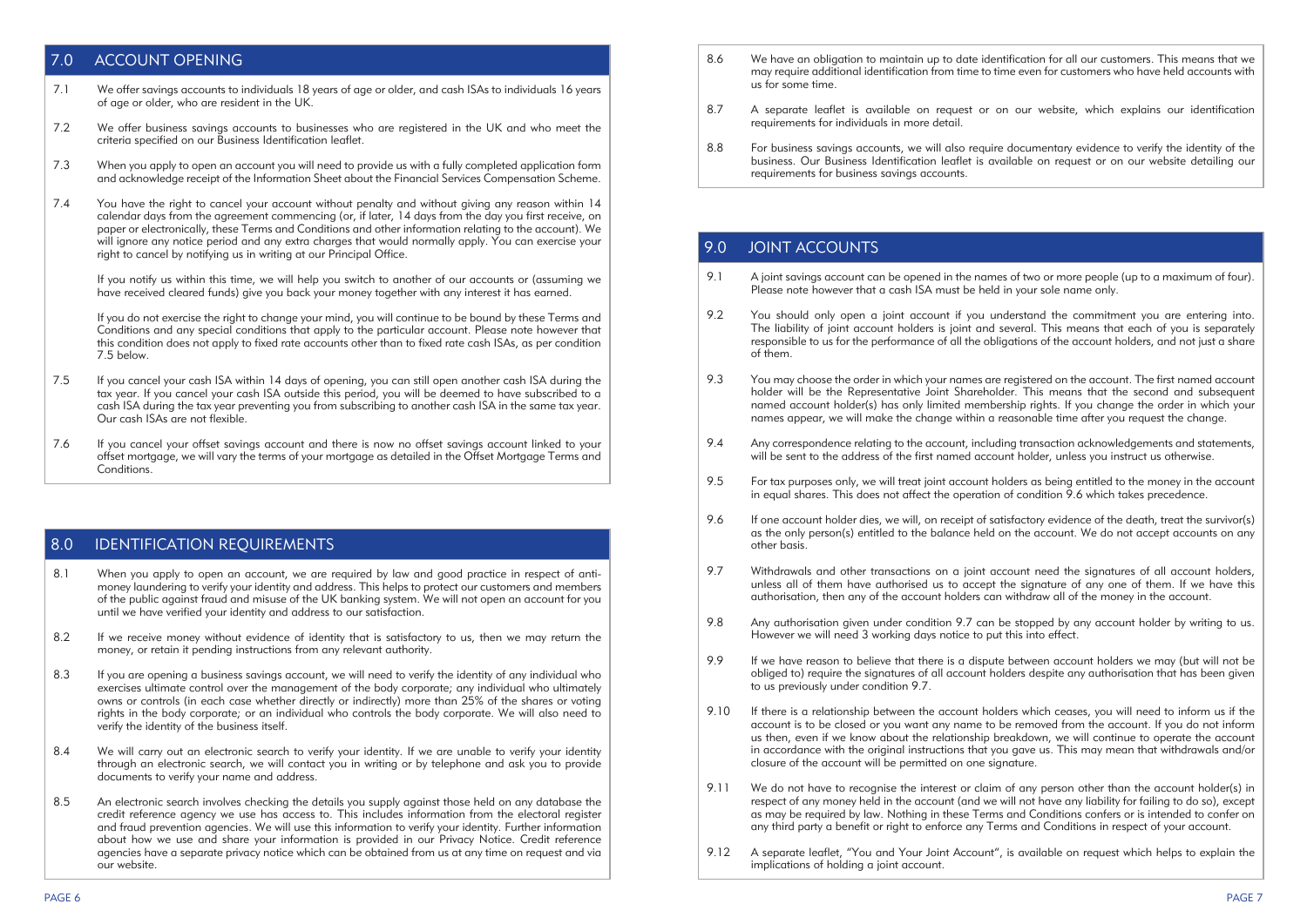## 7.0 ACCOUNT OPENING

7.1 We offer savings accounts to individuals 18 years of age or older, and cash ISAs to individuals 16 years of age or older, who are resident in the UK.

7.2 We offer business savings accounts to businesses who are registered in the UK and who meet the criteria specified on our Business Identification leaflet.

7.3 When you apply to open an account you will need to provide us with a fully completed application form and acknowledge receipt of the Information Sheet about the Financial Services Compensation Scheme.

7.4 You have the right to cancel your account without penalty and without giving any reason within 14 calendar days from the agreement commencing (or, if later, 14 days from the day you first receive, on paper or electronically, these Terms and Conditions and other information relating to the account). We will ignore any notice period and any extra charges that would normally apply. You can exercise your right to cancel by notifying us in writing at our Principal Office.

If you notify us within this time, we will help you switch to another of our accounts or (assuming we have received cleared funds) give you back your money together with any interest it has earned.

If you do not exercise the right to change your mind, you will continue to be bound by these Terms and Conditions and any special conditions that apply to the particular account. Please note however that this condition does not apply to fixed rate accounts other than to fixed rate cash ISAs, as per condition 7.5 below.

7.5 If you cancel your cash ISA within 14 days of opening, you can still open another cash ISA during the tax year. If you cancel your cash ISA outside this period, you will be deemed to have subscribed to a cash ISA during the tax year preventing you from subscribing to another cash ISA in the same tax year. Our cash ISAs are not flexible.

7.6 If you cancel your offset savings account and there is now no offset savings account linked to your offset mortgage, we will vary the terms of your mortgage as detailed in the Offset Mortgage Terms and Conditions.

## 8.0 IDENTIFICATION REQUIREMENTS

8.1 When you apply to open an account, we are required by law and good practice in respect of anti-money laundering to verify your identity and address. This helps to protect our customers and members of the public against fraud and misuse of the UK banking system. We will not open an account for you until we have verified your identity and address to our satisfaction.

8.2 If we receive money without evidence of identity that is satisfactory to us, then we may return the money, or retain it pending instructions from any relevant authority.

8.3 If you are opening a business savings account, we will need to verify the identity of any individual who exercises ultimate control over the management of the body corporate; any individual who ultimately owns or controls (in each case whether directly or indirectly) more than 25% of the shares or voting rights in the body corporate; or an individual who controls the body corporate. We will also need to verify the identity of the business itself.

8.4 We will carry out an electronic search to verify your identity. If we are unable to verify your identity through an electronic search, we will contact you in writing or by telephone and ask you to provide documents to verify your name and address.

8.5 An electronic search involves checking the details you supply against those held on any database the credit reference agency we use has access to. This includes information from the electoral register and fraud prevention agencies. We will use this information to verify your identity. Further information about how we use and share your information is provided in our Privacy Notice. Credit reference agencies have a separate privacy notice which can be obtained from us at any time on request and via our website.

8.6 We have an obligation to maintain up to date identification for all our customers. This means that we may require additional identification from time to time even for customers who have held accounts with us for some time.

8.7 A separate leaflet is available on request or on our website, which explains our identification requirements for individuals in more detail.

8.8 For business savings accounts, we will also require documentary evidence to verify the identity of the business. Our Business Identification leaflet is available on request or on our website detailing our requirements for business savings accounts.

## 9.0 JOINT ACCOUNTS

9.1 A joint savings account can be opened in the names of two or more people (up to a maximum of four). Please note however that a cash ISA must be held in your sole name only.

9.2 You should only open a joint account if you understand the commitment you are entering into. The liability of joint account holders is joint and several. This means that each of you is separately responsible to us for the performance of all the obligations of the account holders, and not just a share of them.

9.3 You may choose the order in which your names are registered on the account. The first named account holder will be the Representative Joint Shareholder. This means that the second and subsequent named account holder(s) has only limited membership rights. If you change the order in which your names appear, we will make the change within a reasonable time after you request the change.

9.4 Any correspondence relating to the account, including transaction acknowledgements and statements, will be sent to the address of the first named account holder, unless you instruct us otherwise.

9.5 For tax purposes only, we will treat joint account holders as being entitled to the money in the account in equal shares. This does not affect the operation of condition 9.6 which takes precedence.

9.6 If one account holder dies, we will, on receipt of satisfactory evidence of the death, treat the survivor(s) as the only person(s) entitled to the balance held on the account. We do not accept accounts on any other basis.

9.7 Withdrawals and other transactions on a joint account need the signatures of all account holders, unless all of them have authorised us to accept the signature of any one of them. If we have this authorisation, then any of the account holders can withdraw all of the money in the account.

9.8 Any authorisation given under condition 9.7 can be stopped by any account holder by writing to us. However we will need 3 working days notice to put this into effect.

9.9 If we have reason to believe that there is a dispute between account holders we may (but will not be obliged to) require the signatures of all account holders despite any authorisation that has been given to us previously under condition 9.7.

9.10 If there is a relationship between the account holders which ceases, you will need to inform us if the account is to be closed or you want any name to be removed from the account. If you do not inform us then, even if we know about the relationship breakdown, we will continue to operate the account in accordance with the original instructions that you gave us. This may mean that withdrawals and/or closure of the account will be permitted on one signature.

9.11 We do not have to recognise the interest or claim of any person other than the account holder(s) in respect of any money held in the account (and we will not have any liability for failing to do so), except as may be required by law. Nothing in these Terms and Conditions confers or is intended to confer on any third party a benefit or right to enforce any Terms and Conditions in respect of your account.

9.12 A separate leaflet, "You and Your Joint Account", is available on request which helps to explain the implications of holding a joint account.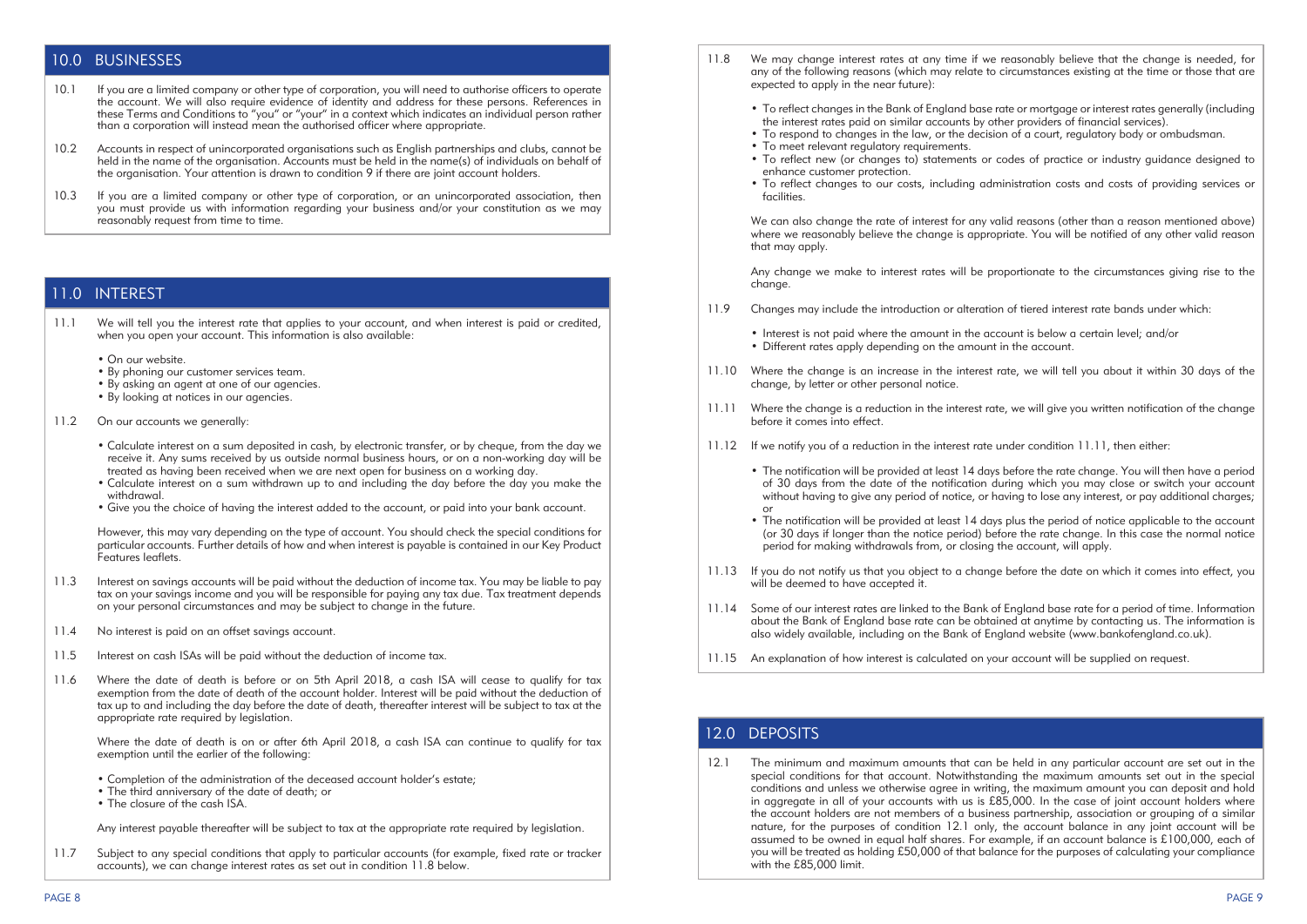## 10.0 BUSINESSES

10.1 If you are a limited company or other type of corporation, you will need to authorise officers to operate the account. We will also require evidence of identity and address for these persons. References in these Terms and Conditions to "you" or "your" in a context which indicates an individual person rather than a corporation will instead mean the authorised officer where appropriate.

10.2 Accounts in respect of unincorporated organisations such as English partnerships and clubs, cannot be held in the name of the organisation. Accounts must be held in the name(s) of individuals on behalf of the organisation. Your attention is drawn to condition 9 if there are joint account holders.

10.3 If you are a limited company or other type of corporation, or an unincorporated association, then you must provide us with information regarding your business and/or your constitution as we may reasonably request from time to time.

## 11.0 INTEREST

11.1 We will tell you the interest rate that applies to your account, and when interest is paid or credited, when you open your account. This information is also available:

- On our website.
- By phoning our customer services team.
- By asking an agent at one of our agencies.
- By looking at notices in our agencies.

11.2 On our accounts we generally:

- Calculate interest on a sum deposited in cash, by electronic transfer, or by cheque, from the day we receive it. Any sums received by us outside normal business hours, or on a non-working day will be treated as having been received when we are next open for business on a working day.
- Calculate interest on a sum withdrawn up to and including the day before the day you make the withdrawal.
- Give you the choice of having the interest added to the account, or paid into your bank account.

However, this may vary depending on the type of account. You should check the special conditions for particular accounts. Further details of how and when interest is payable is contained in our Key Product Features leaflets.

11.3 Interest on savings accounts will be paid without the deduction of income tax. You may be liable to pay tax on your savings income and you will be responsible for paying any tax due. Tax treatment depends on your personal circumstances and may be subject to change in the future.

11.4 No interest is paid on an offset savings account.

11.5 Interest on cash ISAs will be paid without the deduction of income tax.

11.6 Where the date of death is before or on 5th April 2018, a cash ISA will cease to qualify for tax exemption from the date of death of the account holder. Interest will be paid without the deduction of tax up to and including the day before the date of death, thereafter interest will be subject to tax at the appropriate rate required by legislation.

Where the date of death is on or after 6th April 2018, a cash ISA can continue to qualify for tax exemption until the earlier of the following:

- Completion of the administration of the deceased account holder's estate;
- The third anniversary of the date of death; or
- The closure of the cash ISA.

Any interest payable thereafter will be subject to tax at the appropriate rate required by legislation.

11.7 Subject to any special conditions that apply to particular accounts (for example, fixed rate or tracker accounts), we can change interest rates as set out in condition 11.8 below.

11.8 We may change interest rates at any time if we reasonably believe that the change is needed, for any of the following reasons (which may relate to circumstances existing at the time or those that are expected to apply in the near future):

- To reflect changes in the Bank of England base rate or mortgage or interest rates generally (including the interest rates paid on similar accounts by other providers of financial services).
- To respond to changes in the law, or the decision of a court, regulatory body or ombudsman.
- To meet relevant regulatory requirements.
- To reflect new (or changes to) statements or codes of practice or industry guidance designed to enhance customer protection.
- To reflect changes to our costs, including administration costs and costs of providing services or facilities.

We can also change the rate of interest for any valid reasons (other than a reason mentioned above) where we reasonably believe the change is appropriate. You will be notified of any other valid reason that may apply.

Any change we make to interest rates will be proportionate to the circumstances giving rise to the change.

11.9 Changes may include the introduction or alteration of tiered interest rate bands under which:

- Interest is not paid where the amount in the account is below a certain level; and/or
- Different rates apply depending on the amount in the account.

11.10 Where the change is an increase in the interest rate, we will tell you about it within 30 days of the change, by letter or other personal notice.

11.11 Where the change is a reduction in the interest rate, we will give you written notification of the change before it comes into effect.

11.12 If we notify you of a reduction in the interest rate under condition 11.11, then either:

- The notification will be provided at least 14 days before the rate change. You will then have a period of 30 days from the date of the notification during which you may close or switch your account without having to give any period of notice, or having to lose any interest, or pay additional charges; or
- The notification will be provided at least 14 days plus the period of notice applicable to the account (or 30 days if longer than the notice period) before the rate change. In this case the normal notice period for making withdrawals from, or closing the account, will apply.

11.13 If you do not notify us that you object to a change before the date on which it comes into effect, you will be deemed to have accepted it.

11.14 Some of our interest rates are linked to the Bank of England base rate for a period of time. Information about the Bank of England base rate can be obtained at anytime by contacting us. The information is also widely available, including on the Bank of England website (www.bankofengland.co.uk).

11.15 An explanation of how interest is calculated on your account will be supplied on request.

## 12.0 DEPOSITS

12.1 The minimum and maximum amounts that can be held in any particular account are set out in the special conditions for that account. Notwithstanding the maximum amounts set out in the special conditions and unless we otherwise agree in writing, the maximum amount you can deposit and hold in aggregate in all of your accounts with us is £85,000. In the case of joint account holders where the account holders are not members of a business partnership, association or grouping of a similar nature, for the purposes of condition 12.1 only, the account balance in any joint account will be assumed to be owned in equal half shares. For example, if an account balance is £100,000, each of you will be treated as holding £50,000 of that balance for the purposes of calculating your compliance with the £85,000 limit.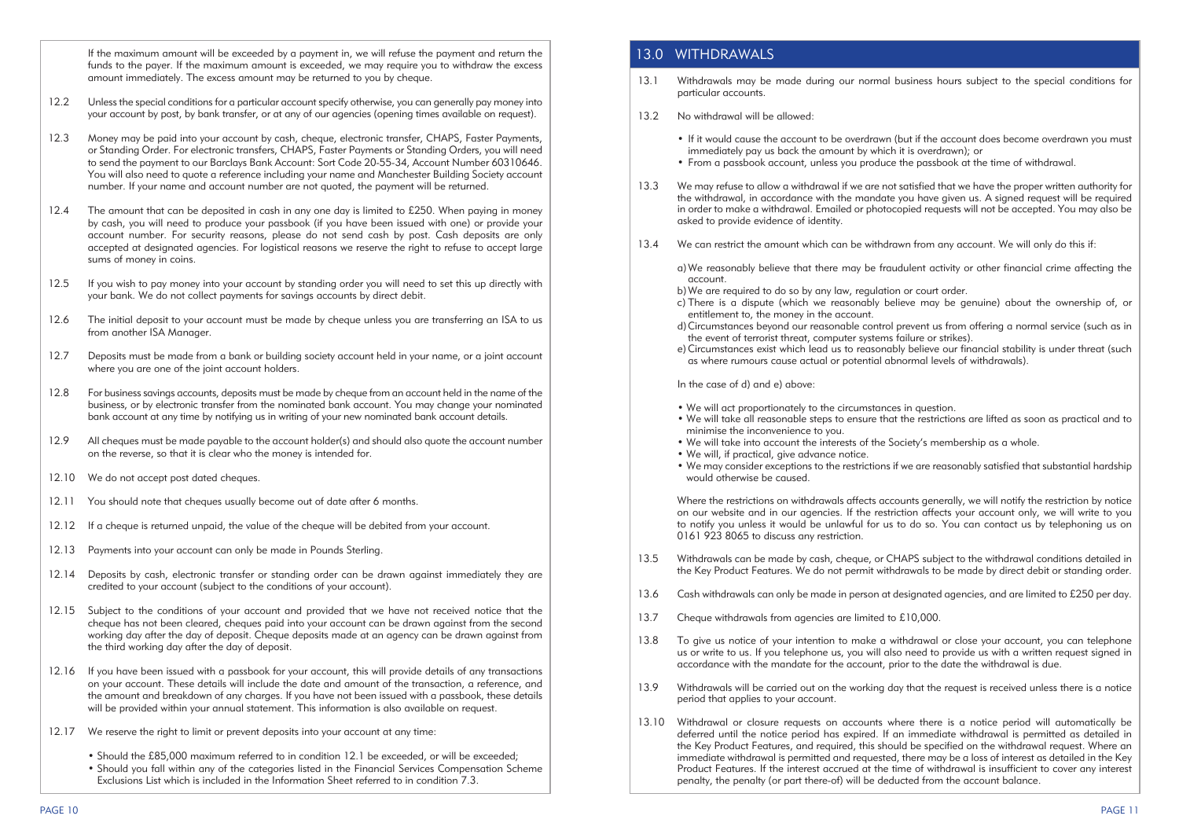If the maximum amount will be exceeded by a payment in, we will refuse the payment and return the funds to the payer. If the maximum amount is exceeded, we may require you to withdraw the excess amount immediately. The excess amount may be returned to you by cheque.

12.2 Unless the special conditions for a particular account specify otherwise, you can generally pay money into your account by post, by bank transfer, or at any of our agencies (opening times available on request).

12.3 Money may be paid into your account by cash, cheque, electronic transfer, CHAPS, Faster Payments, or Standing Order. For electronic transfers, CHAPS, Faster Payments or Standing Orders, you will need to send the payment to our Barclays Bank Account: Sort Code 20-55-34, Account Number 60310646. You will also need to quote a reference including your name and Manchester Building Society account number. If your name and account number are not quoted, the payment will be returned.

12.4 The amount that can be deposited in cash in any one day is limited to £250. When paying in money by cash, you will need to produce your passbook (if you have been issued with one) or provide your account number. For security reasons, please do not send cash by post. Cash deposits are only accepted at designated agencies. For logistical reasons we reserve the right to refuse to accept large sums of money in coins.

12.5 If you wish to pay money into your account by standing order you will need to set this up directly with your bank. We do not collect payments for savings accounts by direct debit.

12.6 The initial deposit to your account must be made by cheque unless you are transferring an ISA to us from another ISA Manager.

12.7 Deposits must be made from a bank or building society account held in your name, or a joint account where you are one of the joint account holders.

12.8 For business savings accounts, deposits must be made by cheque from an account held in the name of the business, or by electronic transfer from the nominated bank account. You may change your nominated bank account at any time by notifying us in writing of your new nominated bank account details.

12.9 All cheques must be made payable to the account holder(s) and should also quote the account number on the reverse, so that it is clear who the money is intended for.

12.10 We do not accept post dated cheques.

12.11 You should note that cheques usually become out of date after 6 months.

12.12 If a cheque is returned unpaid, the value of the cheque will be debited from your account.

12.13 Payments into your account can only be made in Pounds Sterling.

12.14 Deposits by cash, electronic transfer or standing order can be drawn against immediately they are credited to your account (subject to the conditions of your account).

12.15 Subject to the conditions of your account and provided that we have not received notice that the cheque has not been cleared, cheques paid into your account can be drawn against from the second working day after the day of deposit. Cheque deposits made at an agency can be drawn against from the third working day after the day of deposit.

12.16 If you have been issued with a passbook for your account, this will provide details of any transactions on your account. These details will include the date and amount of the transaction, a reference, and the amount and breakdown of any charges. If you have not been issued with a passbook, these details will be provided within your annual statement. This information is also available on request.

12.17 We reserve the right to limit or prevent deposits into your account at any time:

- Should the £85,000 maximum referred to in condition 12.1 be exceeded, or will be exceeded;
- Should you fall within any of the categories listed in the Financial Services Compensation Scheme Exclusions List which is included in the Information Sheet referred to in condition 7.3.

## 13.0 WITHDRAWALS

13.1 Withdrawals may be made during our normal business hours subject to the special conditions for particular accounts.

13.2 No withdrawal will be allowed:

- If it would cause the account to be overdrawn (but if the account does become overdrawn you must immediately pay us back the amount by which it is overdrawn); or
- From a passbook account, unless you produce the passbook at the time of withdrawal.

13.3 We may refuse to allow a withdrawal if we are not satisfied that we have the proper written authority for the withdrawal, in accordance with the mandate you have given us. A signed request will be required in order to make a withdrawal. Emailed or photocopied requests will not be accepted. You may also be asked to provide evidence of identity.

13.4 We can restrict the amount which can be withdrawn from any account. We will only do this if:

a) We reasonably believe that there may be fraudulent activity or other financial crime affecting the account.
b) We are required to do so by any law, regulation or court order.
c) There is a dispute (which we reasonably believe may be genuine) about the ownership of, or entitlement to, the money in the account.
d) Circumstances beyond our reasonable control prevent us from offering a normal service (such as in the event of terrorist threat, computer systems failure or strikes).
e) Circumstances exist which lead us to reasonably believe our financial stability is under threat (such as where rumours cause actual or potential abnormal levels of withdrawals).

In the case of d) and e) above:

- We will act proportionately to the circumstances in question.
- We will take all reasonable steps to ensure that the restrictions are lifted as soon as practical and to minimise the inconvenience to you.
- We will take into account the interests of the Society's membership as a whole.
- We will, if practical, give advance notice.
- We may consider exceptions to the restrictions if we are reasonably satisfied that substantial hardship would otherwise be caused.

Where the restrictions on withdrawals affects accounts generally, we will notify the restriction by notice on our website and in our agencies. If the restriction affects your account only, we will write to you to notify you unless it would be unlawful for us to do so. You can contact us by telephoning us on 0161 923 8065 to discuss any restriction.

13.5 Withdrawals can be made by cash, cheque, or CHAPS subject to the withdrawal conditions detailed in the Key Product Features. We do not permit withdrawals to be made by direct debit or standing order.

13.6 Cash withdrawals can only be made in person at designated agencies, and are limited to £250 per day.

13.7 Cheque withdrawals from agencies are limited to £10,000.

13.8 To give us notice of your intention to make a withdrawal or close your account, you can telephone us or write to us. If you telephone us, you will also need to provide us with a written request signed in accordance with the mandate for the account, prior to the date the withdrawal is due.

13.9 Withdrawals will be carried out on the working day that the request is received unless there is a notice period that applies to your account.

13.10 Withdrawal or closure requests on accounts where there is a notice period will automatically be deferred until the notice period has expired. If an immediate withdrawal is permitted as detailed in the Key Product Features, and required, this should be specified on the withdrawal request. Where an immediate withdrawal is permitted and requested, there may be a loss of interest as detailed in the Key Product Features. If the interest accrued at the time of withdrawal is insufficient to cover any interest penalty, the penalty (or part there-of) will be deducted from the account balance.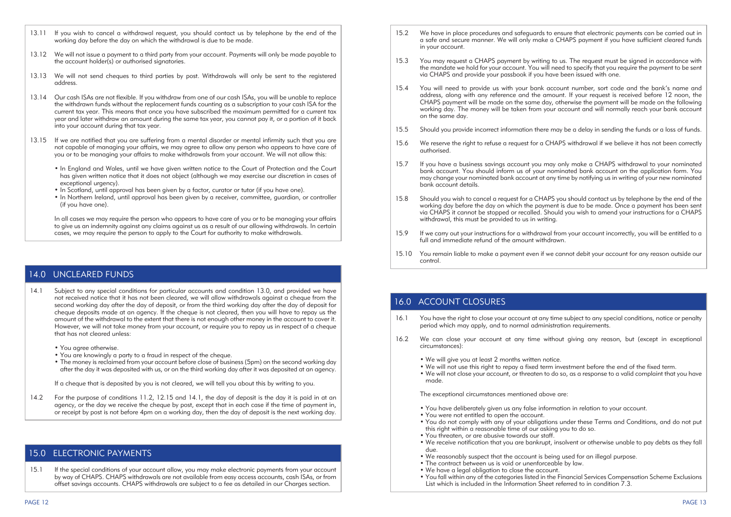13.11 If you wish to cancel a withdrawal request, you should contact us by telephone by the end of the working day before the day on which the withdrawal is due to be made.

13.12 We will not issue a payment to a third party from your account. Payments will only be made payable to the account holder(s) or authorised signatories.

13.13 We will not send cheques to third parties by post. Withdrawals will only be sent to the registered address.

13.14 Our cash ISAs are not flexible. If you withdraw from one of our cash ISAs, you will be unable to replace the withdrawn funds without the replacement funds counting as a subscription to your cash ISA for the current tax year. This means that once you have subscribed the maximum permitted for a current tax year and later withdraw an amount during the same tax year, you cannot pay it, or a portion of it back into your account during that tax year.

13.15 If we are notified that you are suffering from a mental disorder or mental infirmity such that you are not capable of managing your affairs, we may agree to allow any person who appears to have care of you or to be managing your affairs to make withdrawals from your account. We will not allow this:

- In England and Wales, until we have given written notice to the Court of Protection and the Court has given written notice that it does not object (although we may exercise our discretion in cases of exceptional urgency).
- In Scotland, until approval has been given by a factor, curator or tutor (if you have one).
- In Northern Ireland, until approval has been given by a receiver, committee, guardian, or controller (if you have one).

In all cases we may require the person who appears to have care of you or to be managing your affairs to give us an indemnity against any claims against us as a result of our allowing withdrawals. In certain cases, we may require the person to apply to the Court for authority to make withdrawals.

## 14.0 UNCLEARED FUNDS

14.1 Subject to any special conditions for particular accounts and condition 13.0, and provided we have not received notice that it has not been cleared, we will allow withdrawals against a cheque from the second working day after the day of deposit, or from the third working day after the day of deposit for cheque deposits made at an agency. If the cheque is not cleared, then you will have to repay us the amount of the withdrawal to the extent that there is not enough other money in the account to cover it. However, we will not take money from your account, or require you to repay us in respect of a cheque that has not cleared unless:

- You agree otherwise.
- You are knowingly a party to a fraud in respect of the cheque.
- The money is reclaimed from your account before close of business (5pm) on the second working day after the day it was deposited with us, or on the third working day after it was deposited at an agency.

If a cheque that is deposited by you is not cleared, we will tell you about this by writing to you.

14.2 For the purpose of conditions 11.2, 12.15 and 14.1, the day of deposit is the day it is paid in at an agency, or the day we receive the cheque by post, except that in each case if the time of payment in, or receipt by post is not before 4pm on a working day, then the day of deposit is the next working day.

## 15.0 ELECTRONIC PAYMENTS

15.1 If the special conditions of your account allow, you may make electronic payments from your account by way of CHAPS. CHAPS withdrawals are not available from easy access accounts, cash ISAs, or from offset savings accounts. CHAPS withdrawals are subject to a fee as detailed in our Charges section.

15.2 We have in place procedures and safeguards to ensure that electronic payments can be carried out in a safe and secure manner. We will only make a CHAPS payment if you have sufficient cleared funds in your account.

15.3 You may request a CHAPS payment by writing to us. The request must be signed in accordance with the mandate we hold for your account. You will need to specify that you require the payment to be sent via CHAPS and provide your passbook if you have been issued with one.

15.4 You will need to provide us with your bank account number, sort code and the bank's name and address, along with any reference and the amount. If your request is received before 12 noon, the CHAPS payment will be made on the same day, otherwise the payment will be made on the following working day. The money will be taken from your account and will normally reach your bank account on the same day.

15.5 Should you provide incorrect information there may be a delay in sending the funds or a loss of funds.

15.6 We reserve the right to refuse a request for a CHAPS withdrawal if we believe it has not been correctly authorised.

15.7 If you have a business savings account you may only make a CHAPS withdrawal to your nominated bank account. You should inform us of your nominated bank account on the application form. You may change your nominated bank account at any time by notifying us in writing of your new nominated bank account details.

15.8 Should you wish to cancel a request for a CHAPS you should contact us by telephone by the end of the working day before the day on which the payment is due to be made. Once a payment has been sent via CHAPS it cannot be stopped or recalled. Should you wish to amend your instructions for a CHAPS withdrawal, this must be provided to us in writing.

15.9 If we carry out your instructions for a withdrawal from your account incorrectly, you will be entitled to a full and immediate refund of the amount withdrawn.

15.10 You remain liable to make a payment even if we cannot debit your account for any reason outside our control.

## 16.0 ACCOUNT CLOSURES

16.1 You have the right to close your account at any time subject to any special conditions, notice or penalty period which may apply, and to normal administration requirements.

16.2 We can close your account at any time without giving any reason, but (except in exceptional circumstances):

- We will give you at least 2 months written notice.
- We will not use this right to repay a fixed term investment before the end of the fixed term.
- We will not close your account, or threaten to do so, as a response to a valid complaint that you have made.

The exceptional circumstances mentioned above are:

- You have deliberately given us any false information in relation to your account.
- You were not entitled to open the account.
- You do not comply with any of your obligations under these Terms and Conditions, and do not put this right within a reasonable time of our asking you to do so.
- You threaten, or are abusive towards our staff.
- We receive notification that you are bankrupt, insolvent or otherwise unable to pay debts as they fall due.
- We reasonably suspect that the account is being used for an illegal purpose.
- The contract between us is void or unenforceable by law.
- We have a legal obligation to close the account.
- You fall within any of the categories listed in the Financial Services Compensation Scheme Exclusions List which is included in the Information Sheet referred to in condition 7.3.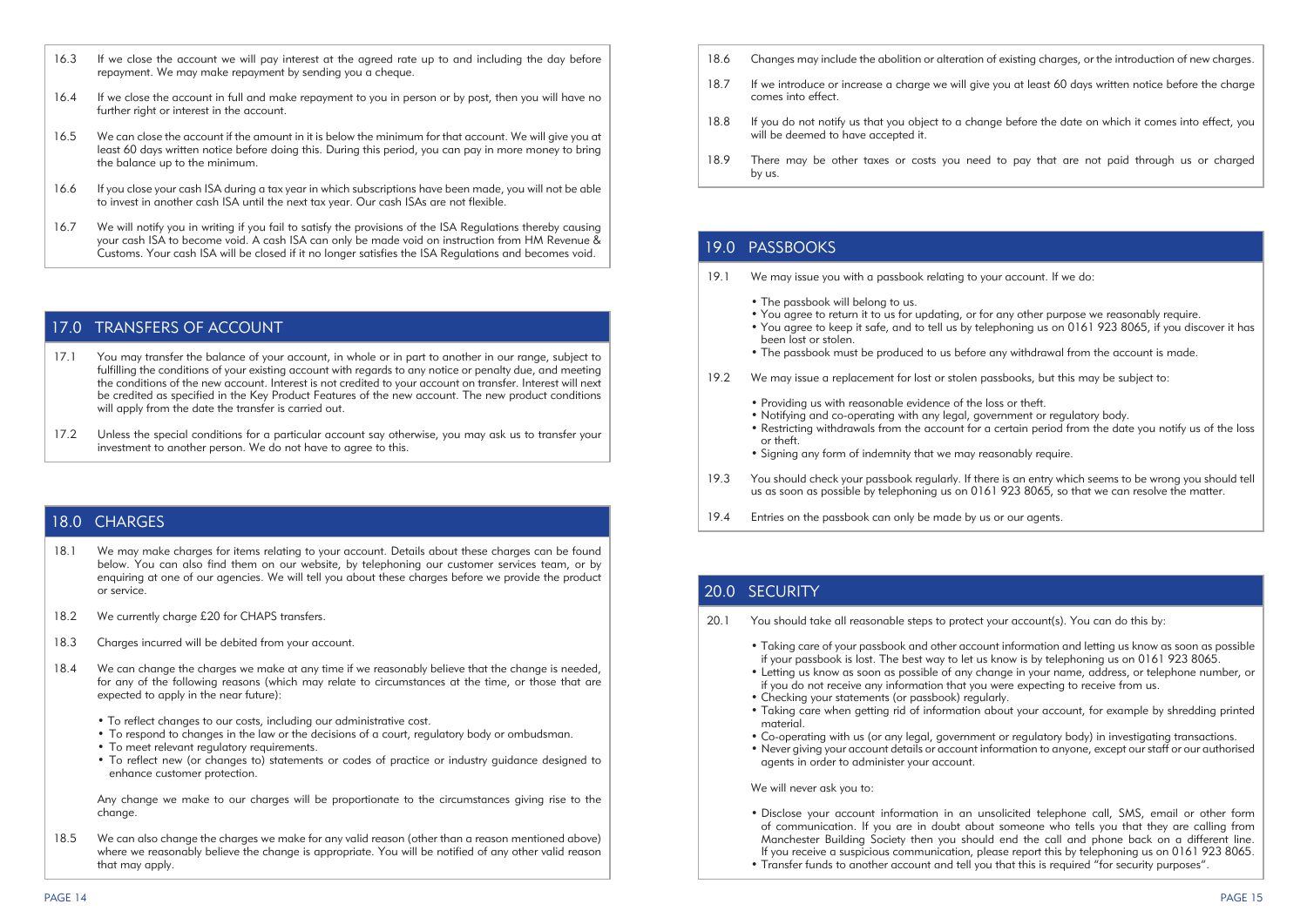16.3 If we close the account we will pay interest at the agreed rate up to and including the day before repayment. We may make repayment by sending you a cheque.

16.4 If we close the account in full and make repayment to you in person or by post, then you will have no further right or interest in the account.

16.5 We can close the account if the amount in it is below the minimum for that account. We will give you at least 60 days written notice before doing this. During this period, you can pay in more money to bring the balance up to the minimum.

16.6 If you close your cash ISA during a tax year in which subscriptions have been made, you will not be able to invest in another cash ISA until the next tax year. Our cash ISAs are not flexible.

16.7 We will notify you in writing if you fail to satisfy the provisions of the ISA Regulations thereby causing your cash ISA to become void. A cash ISA can only be made void on instruction from HM Revenue & Customs. Your cash ISA will be closed if it no longer satisfies the ISA Regulations and becomes void.

## 17.0 TRANSFERS OF ACCOUNT

17.1 You may transfer the balance of your account, in whole or in part to another in our range, subject to fulfilling the conditions of your existing account with regards to any notice or penalty due, and meeting the conditions of the new account. Interest is not credited to your account on transfer. Interest will next be credited as specified in the Key Product Features of the new account. The new product conditions will apply from the date the transfer is carried out.

17.2 Unless the special conditions for a particular account say otherwise, you may ask us to transfer your investment to another person. We do not have to agree to this.

## 18.0 CHARGES

18.1 We may make charges for items relating to your account. Details about these charges can be found below. You can also find them on our website, by telephoning our customer services team, or by enquiring at one of our agencies. We will tell you about these charges before we provide the product or service.

18.2 We currently charge £20 for CHAPS transfers.

18.3 Charges incurred will be debited from your account.

18.4 We can change the charges we make at any time if we reasonably believe that the change is needed, for any of the following reasons (which may relate to circumstances at the time, or those that are expected to apply in the near future):

- To reflect changes to our costs, including our administrative cost.
- To respond to changes in the law or the decisions of a court, regulatory body or ombudsman.
- To meet relevant regulatory requirements.
- To reflect new (or changes to) statements or codes of practice or industry guidance designed to enhance customer protection.

Any change we make to our charges will be proportionate to the circumstances giving rise to the change.

18.5 We can also change the charges we make for any valid reason (other than a reason mentioned above) where we reasonably believe the change is appropriate. You will be notified of any other valid reason that may apply.

18.6 Changes may include the abolition or alteration of existing charges, or the introduction of new charges.

18.7 If we introduce or increase a charge we will give you at least 60 days written notice before the charge comes into effect.

18.8 If you do not notify us that you object to a change before the date on which it comes into effect, you will be deemed to have accepted it.

18.9 There may be other taxes or costs you need to pay that are not paid through us or charged by us.

## 19.0 PASSBOOKS

19.1 We may issue you with a passbook relating to your account. If we do:

- The passbook will belong to us.
- You agree to return it to us for updating, or for any other purpose we reasonably require.
- You agree to keep it safe, and to tell us by telephoning us on 0161 923 8065, if you discover it has been lost or stolen.
- The passbook must be produced to us before any withdrawal from the account is made.

19.2 We may issue a replacement for lost or stolen passbooks, but this may be subject to:

- Providing us with reasonable evidence of the loss or theft.
- Notifying and co-operating with any legal, government or regulatory body.
- Restricting withdrawals from the account for a certain period from the date you notify us of the loss or theft.
- Signing any form of indemnity that we may reasonably require.

19.3 You should check your passbook regularly. If there is an entry which seems to be wrong you should tell us as soon as possible by telephoning us on 0161 923 8065, so that we can resolve the matter.

19.4 Entries on the passbook can only be made by us or our agents.

## 20.0 SECURITY

20.1 You should take all reasonable steps to protect your account(s). You can do this by:

- Taking care of your passbook and other account information and letting us know as soon as possible if your passbook is lost. The best way to let us know is by telephoning us on 0161 923 8065.
- Letting us know as soon as possible of any change in your name, address, or telephone number, or if you do not receive any information that you were expecting to receive from us.
- Checking your statements (or passbook) regularly.
- Taking care when getting rid of information about your account, for example by shredding printed material.
- Co-operating with us (or any legal, government or regulatory body) in investigating transactions.
- Never giving your account details or account information to anyone, except our staff or our authorised agents in order to administer your account.

We will never ask you to:

- Disclose your account information in an unsolicited telephone call, SMS, email or other form of communication. If you are in doubt about someone who tells you that they are calling from Manchester Building Society then you should end the call and phone back on a different line. If you receive a suspicious communication, please report this by telephoning us on 0161 923 8065.
- Transfer funds to another account and tell you that this is required "for security purposes".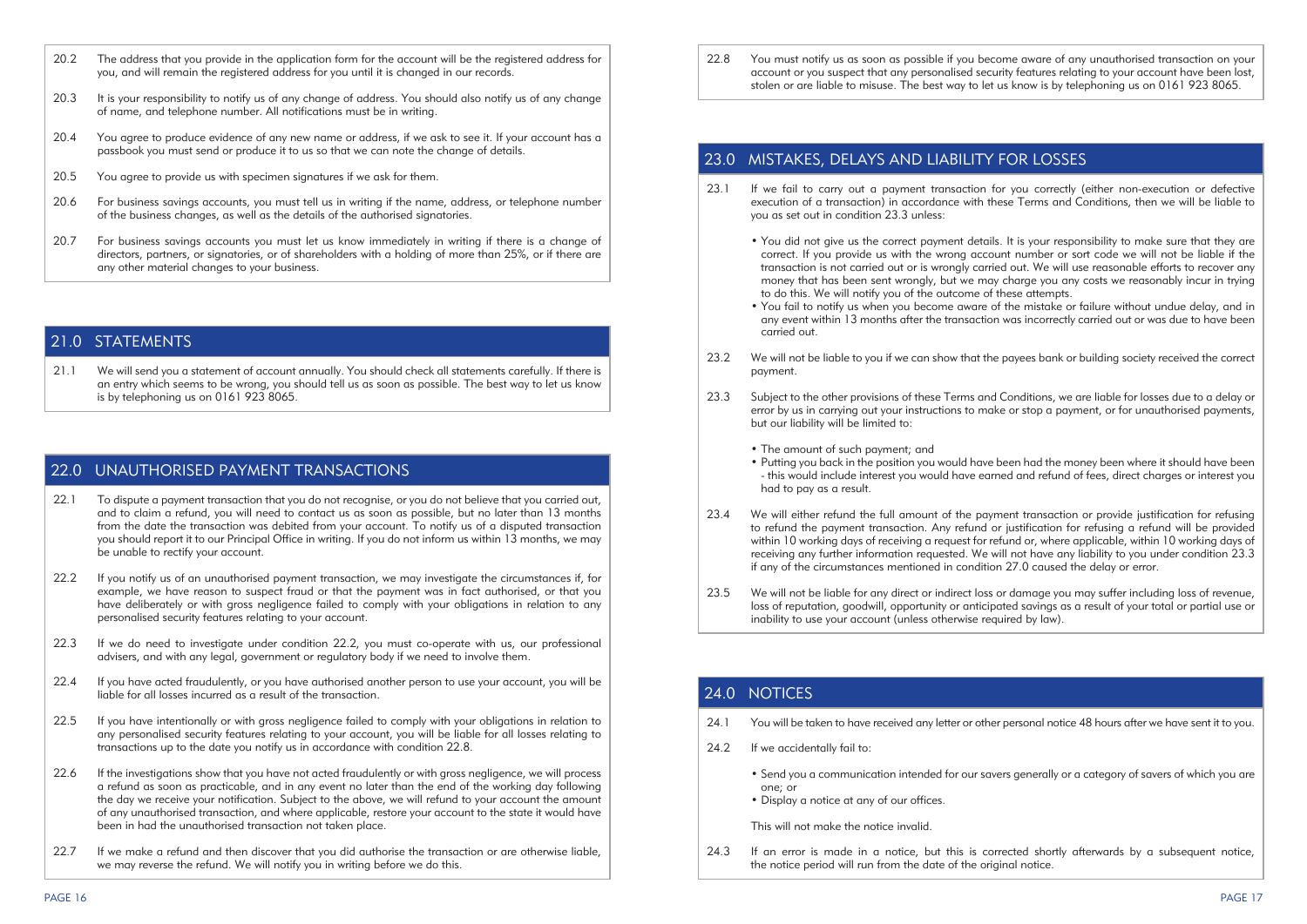20.2 The address that you provide in the application form for the account will be the registered address for you, and will remain the registered address for you until it is changed in our records.

20.3 It is your responsibility to notify us of any change of address. You should also notify us of any change of name, and telephone number. All notifications must be in writing.

20.4 You agree to produce evidence of any new name or address, if we ask to see it. If your account has a passbook you must send or produce it to us so that we can note the change of details.

20.5 You agree to provide us with specimen signatures if we ask for them.

20.6 For business savings accounts, you must tell us in writing if the name, address, or telephone number of the business changes, as well as the details of the authorised signatories.

20.7 For business savings accounts you must let us know immediately in writing if there is a change of directors, partners, or signatories, or of shareholders with a holding of more than 25%, or if there are any other material changes to your business.

## 21.0 STATEMENTS

21.1 We will send you a statement of account annually. You should check all statements carefully. If there is an entry which seems to be wrong, you should tell us as soon as possible. The best way to let us know is by telephoning us on 0161 923 8065.

## 22.0 UNAUTHORISED PAYMENT TRANSACTIONS

22.1 To dispute a payment transaction that you do not recognise, or you do not believe that you carried out, and to claim a refund, you will need to contact us as soon as possible, but no later than 13 months from the date the transaction was debited from your account. To notify us of a disputed transaction you should report it to our Principal Office in writing. If you do not inform us within 13 months, we may be unable to rectify your account.

22.2 If you notify us of an unauthorised payment transaction, we may investigate the circumstances if, for example, we have reason to suspect fraud or that the payment was in fact authorised, or that you have deliberately or with gross negligence failed to comply with your obligations in relation to any personalised security features relating to your account.

22.3 If we do need to investigate under condition 22.2, you must co-operate with us, our professional advisers, and with any legal, government or regulatory body if we need to involve them.

22.4 If you have acted fraudulently, or you have authorised another person to use your account, you will be liable for all losses incurred as a result of the transaction.

22.5 If you have intentionally or with gross negligence failed to comply with your obligations in relation to any personalised security features relating to your account, you will be liable for all losses relating to transactions up to the date you notify us in accordance with condition 22.8.

22.6 If the investigations show that you have not acted fraudulently or with gross negligence, we will process a refund as soon as practicable, and in any event no later than the end of the working day following the day we receive your notification. Subject to the above, we will refund to your account the amount of any unauthorised transaction, and where applicable, restore your account to the state it would have been in had the unauthorised transaction not taken place.

22.7 If we make a refund and then discover that you did authorise the transaction or are otherwise liable, we may reverse the refund. We will notify you in writing before we do this.

22.8 You must notify us as soon as possible if you become aware of any unauthorised transaction on your account or you suspect that any personalised security features relating to your account have been lost, stolen or are liable to misuse. The best way to let us know is by telephoning us on 0161 923 8065.

## 23.0 MISTAKES, DELAYS AND LIABILITY FOR LOSSES

23.1 If we fail to carry out a payment transaction for you correctly (either non-execution or defective execution of a transaction) in accordance with these Terms and Conditions, then we will be liable to you as set out in condition 23.3 unless:

- You did not give us the correct payment details. It is your responsibility to make sure that they are correct. If you provide us with the wrong account number or sort code we will not be liable if the transaction is not carried out or is wrongly carried out. We will use reasonable efforts to recover any money that has been sent wrongly, but we may charge you any costs we reasonably incur in trying to do this. We will notify you of the outcome of these attempts.
- You fail to notify us when you become aware of the mistake or failure without undue delay, and in any event within 13 months after the transaction was incorrectly carried out or was due to have been carried out.

23.2 We will not be liable to you if we can show that the payees bank or building society received the correct payment.

23.3 Subject to the other provisions of these Terms and Conditions, we are liable for losses due to a delay or error by us in carrying out your instructions to make or stop a payment, or for unauthorised payments, but our liability will be limited to:

- The amount of such payment; and
- Putting you back in the position you would have been had the money been where it should have been - this would include interest you would have earned and refund of fees, direct charges or interest you had to pay as a result.

23.4 We will either refund the full amount of the payment transaction or provide justification for refusing to refund the payment transaction. Any refund or justification for refusing a refund will be provided within 10 working days of receiving a request for refund or, where applicable, within 10 working days of receiving any further information requested. We will not have any liability to you under condition 23.3 if any of the circumstances mentioned in condition 27.0 caused the delay or error.

23.5 We will not be liable for any direct or indirect loss or damage you may suffer including loss of revenue, loss of reputation, goodwill, opportunity or anticipated savings as a result of your total or partial use or inability to use your account (unless otherwise required by law).

## 24.0 NOTICES

24.1 You will be taken to have received any letter or other personal notice 48 hours after we have sent it to you.

24.2 If we accidentally fail to:

- Send you a communication intended for our savers generally or a category of savers of which you are one; or
- Display a notice at any of our offices.

This will not make the notice invalid.

24.3 If an error is made in a notice, but this is corrected shortly afterwards by a subsequent notice, the notice period will run from the date of the original notice.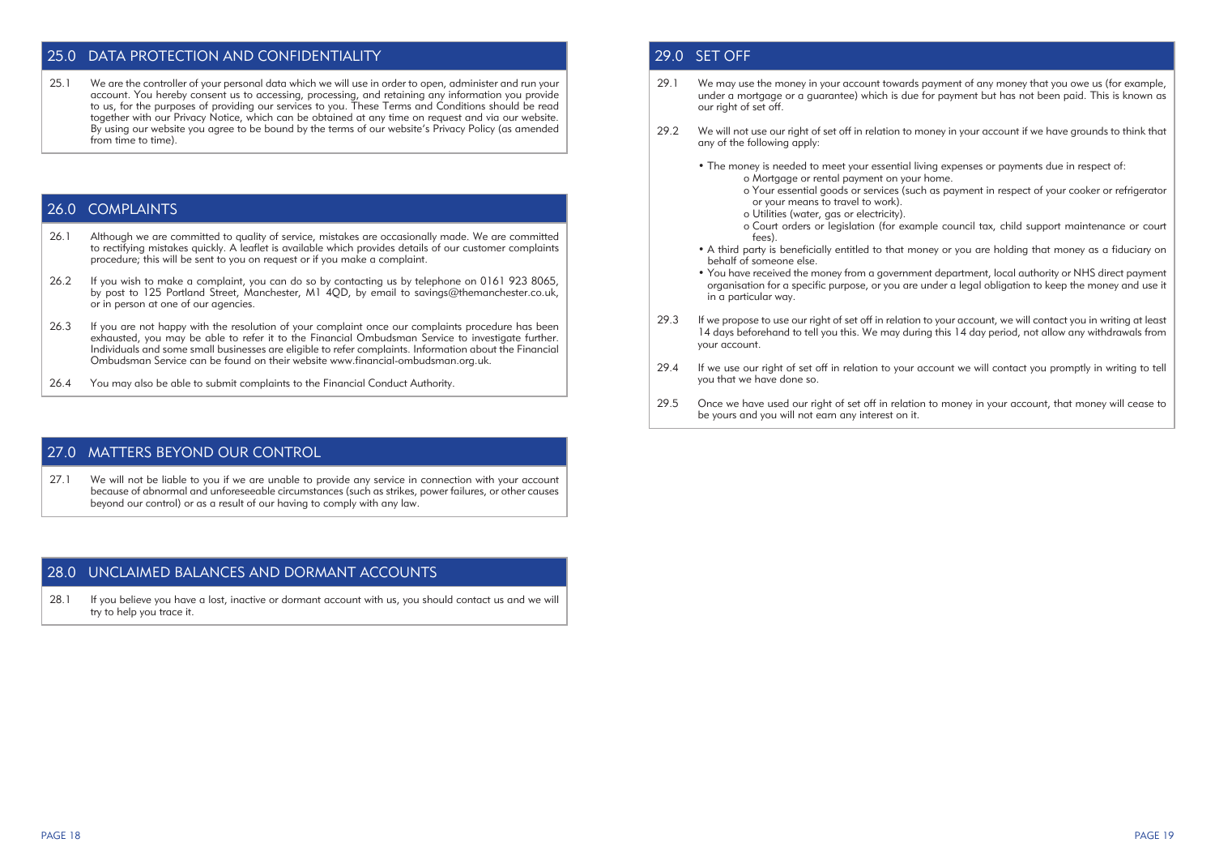## 25.0 DATA PROTECTION AND CONFIDENTIALITY

25.1 We are the controller of your personal data which we will use in order to open, administer and run your account. You hereby consent us to accessing, processing, and retaining any information you provide to us, for the purposes of providing our services to you. These Terms and Conditions should be read together with our Privacy Notice, which can be obtained at any time on request and via our website. By using our website you agree to be bound by the terms of our website's Privacy Policy (as amended from time to time).

## 26.0 COMPLAINTS

26.1 Although we are committed to quality of service, mistakes are occasionally made. We are committed to rectifying mistakes quickly. A leaflet is available which provides details of our customer complaints procedure; this will be sent to you on request or if you make a complaint.

26.2 If you wish to make a complaint, you can do so by contacting us by telephone on 0161 923 8065, by post to 125 Portland Street, Manchester, M1 4QD, by email to savings@themanchester.co.uk, or in person at one of our agencies.

26.3 If you are not happy with the resolution of your complaint once our complaints procedure has been exhausted, you may be able to refer it to the Financial Ombudsman Service to investigate further. Individuals and some small businesses are eligible to refer complaints. Information about the Financial Ombudsman Service can be found on their website www.financial-ombudsman.org.uk.

26.4 You may also be able to submit complaints to the Financial Conduct Authority.

## 27.0 MATTERS BEYOND OUR CONTROL

27.1 We will not be liable to you if we are unable to provide any service in connection with your account because of abnormal and unforeseeable circumstances (such as strikes, power failures, or other causes beyond our control) or as a result of our having to comply with any law.

## 28.0 UNCLAIMED BALANCES AND DORMANT ACCOUNTS

28.1 If you believe you have a lost, inactive or dormant account with us, you should contact us and we will try to help you trace it.

## 29.0 SET OFF

29.1 We may use the money in your account towards payment of any money that you owe us (for example, under a mortgage or a guarantee) which is due for payment but has not been paid. This is known as our right of set off.

29.2 We will not use our right of set off in relation to money in your account if we have grounds to think that any of the following apply:

- The money is needed to meet your essential living expenses or payments due in respect of:
  - Mortgage or rental payment on your home.
  - Your essential goods or services (such as payment in respect of your cooker or refrigerator or your means to travel to work).
  - Utilities (water, gas or electricity).
  - Court orders or legislation (for example council tax, child support maintenance or court fees).
- A third party is beneficially entitled to that money or you are holding that money as a fiduciary on behalf of someone else.
- You have received the money from a government department, local authority or NHS direct payment organisation for a specific purpose, or you are under a legal obligation to keep the money and use it in a particular way.

29.3 If we propose to use our right of set off in relation to your account, we will contact you in writing at least 14 days beforehand to tell you this. We may during this 14 day period, not allow any withdrawals from your account.

29.4 If we use our right of set off in relation to your account we will contact you promptly in writing to tell you that we have done so.

29.5 Once we have used our right of set off in relation to money in your account, that money will cease to be yours and you will not earn any interest on it.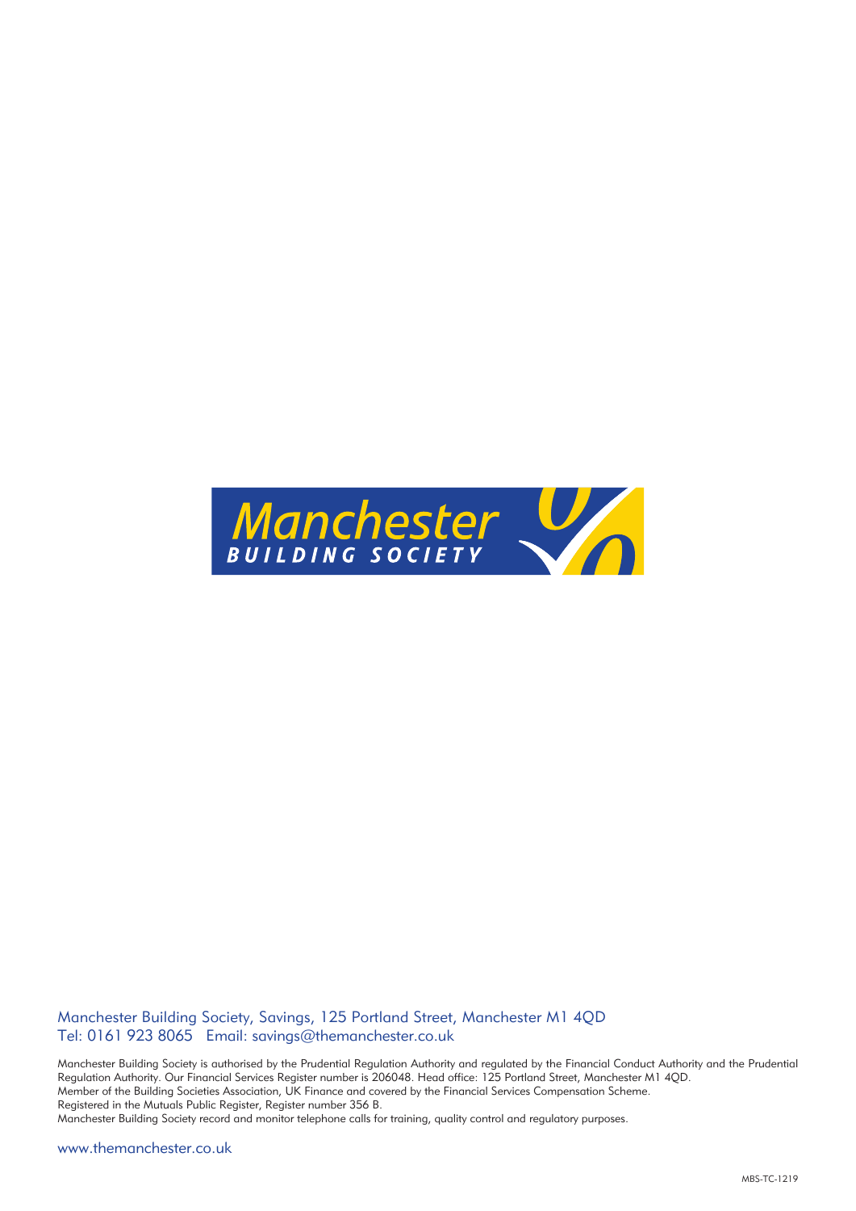Manchester Building Society, Savings, 125 Portland Street, Manchester M1 4QD
Tel: 0161 923 8065 Email: savings@themanchester.co.uk

Manchester Building Society is authorised by the Prudential Regulation Authority and regulated by the Financial Conduct Authority and the Prudential Regulation Authority. Our Financial Services Register number is 206048. Head office: 125 Portland Street, Manchester M1 4QD.
Member of the Building Societies Association, UK Finance and covered by the Financial Services Compensation Scheme.
Registered in the Mutuals Public Register, Register number 356 B.
Manchester Building Society record and monitor telephone calls for training, quality control and regulatory purposes.

www.themanchester.co.uk

MBS-TC-1219